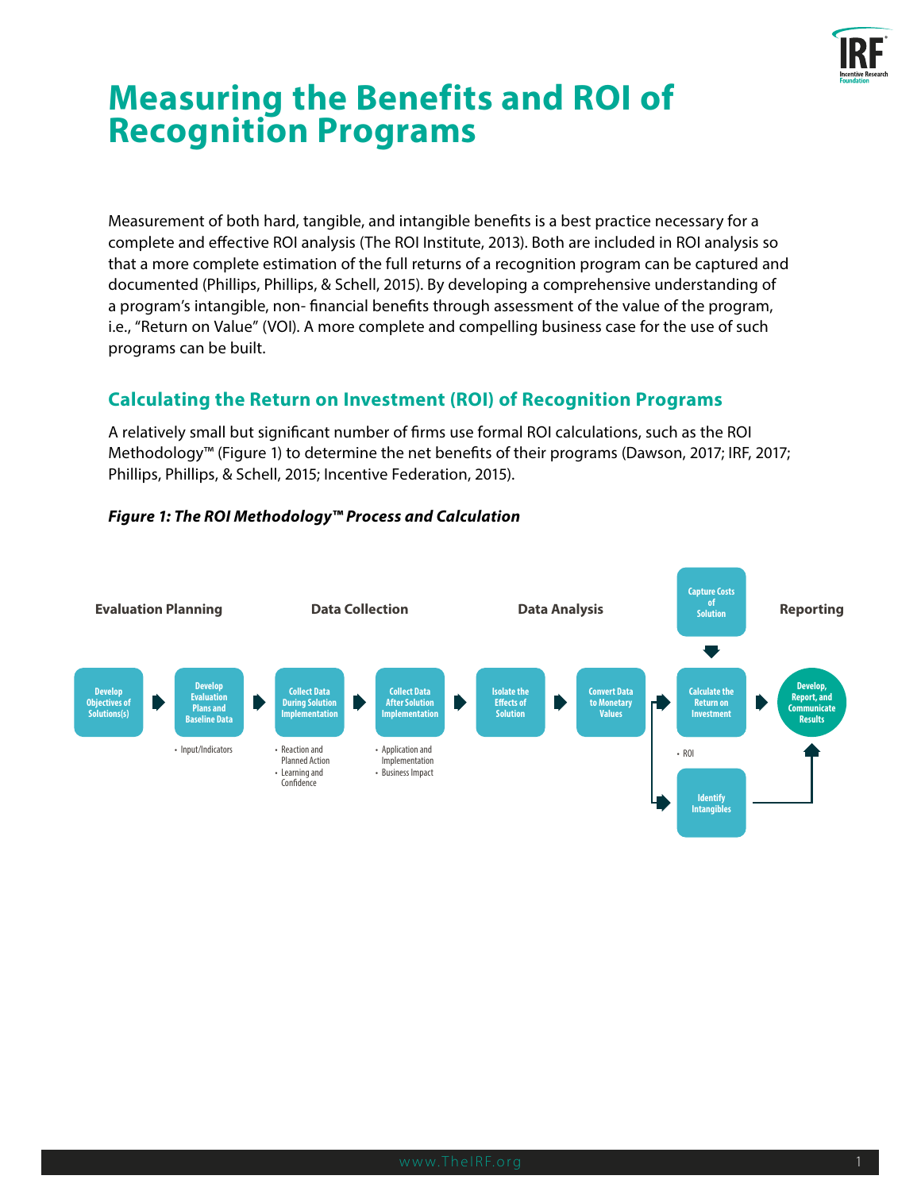# Measuring the Benefits and ROI of Recognition Programs

Measurement of both hard, tangible, and intangible benefits is a best practice necessary for a complete and effective ROI analysis (The ROI Institute, 2013). Both are included in ROI analysis so that a more complete estimation of the full returns of a recognition program can be captured and documented (Phillips, Phillips, & Schell, 2015). By developing a comprehensive understanding of a program's intangible, non- financial benefits through assessment of the value of the program, i.e., "Return on Value" (VOI). A more complete and compelling business case for the use of such programs can be built.

## Calculating the Return on Investment (ROI) of Recognition Programs

A relatively small but significant number of firms use formal ROI calculations, such as the ROI Methodology™ (Figure 1) to determine the net benefits of their programs (Dawson, 2017; IRF, 2017; Phillips, Phillips, & Schell, 2015; Incentive Federation, 2015).

***Figure 1: The ROI Methodology™ Process and Calculation***

**Evaluation Planning**

- Develop Objectives of Solutions(s)
- Develop Evaluation Plans and Baseline Data
  - Input/Indicators

**Data Collection**

- Collect Data During Solution Implementation
  - Reaction and Planned Action
  - Learning and Confidence
- Collect Data After Solution Implementation
  - Application and Implementation
  - Business Impact

**Data Analysis**

- Isolate the Effects of Solution
- Convert Data to Monetary Values
- Capture Costs of Solution
- Calculate the Return on Investment
  - ROI
- Identify Intangibles

**Reporting**

- Develop, Report, and Communicate Results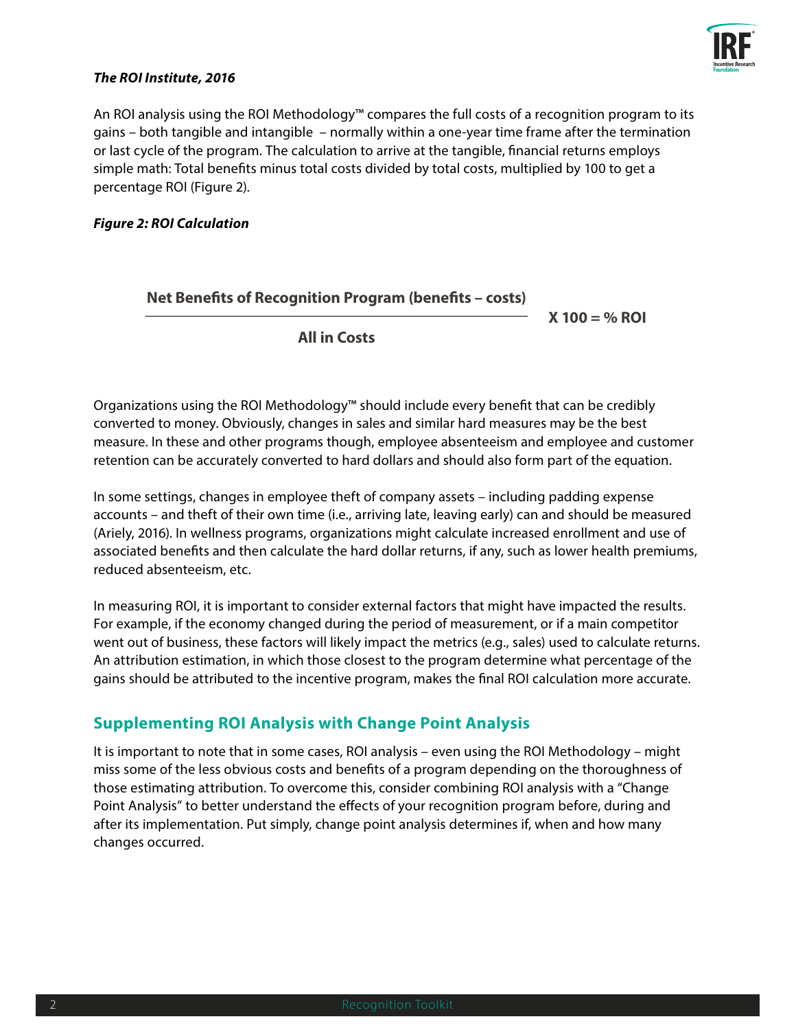***The ROI Institute, 2016***

An ROI analysis using the ROI Methodology™ compares the full costs of a recognition program to its gains – both tangible and intangible – normally within a one-year time frame after the termination or last cycle of the program. The calculation to arrive at the tangible, financial returns employs simple math: Total benefits minus total costs divided by total costs, multiplied by 100 to get a percentage ROI (Figure 2).

***Figure 2: ROI Calculation***

$$\frac{\textbf{Net Benefits of Recognition Program (benefits – costs)}}{\textbf{All in Costs}} \textbf{ X 100 = \% ROI}$$

Organizations using the ROI Methodology™ should include every benefit that can be credibly converted to money. Obviously, changes in sales and similar hard measures may be the best measure. In these and other programs though, employee absenteeism and employee and customer retention can be accurately converted to hard dollars and should also form part of the equation.

In some settings, changes in employee theft of company assets – including padding expense accounts – and theft of their own time (i.e., arriving late, leaving early) can and should be measured (Ariely, 2016). In wellness programs, organizations might calculate increased enrollment and use of associated benefits and then calculate the hard dollar returns, if any, such as lower health premiums, reduced absenteeism, etc.

In measuring ROI, it is important to consider external factors that might have impacted the results. For example, if the economy changed during the period of measurement, or if a main competitor went out of business, these factors will likely impact the metrics (e.g., sales) used to calculate returns. An attribution estimation, in which those closest to the program determine what percentage of the gains should be attributed to the incentive program, makes the final ROI calculation more accurate.

## Supplementing ROI Analysis with Change Point Analysis

It is important to note that in some cases, ROI analysis – even using the ROI Methodology – might miss some of the less obvious costs and benefits of a program depending on the thoroughness of those estimating attribution. To overcome this, consider combining ROI analysis with a "Change Point Analysis" to better understand the effects of your recognition program before, during and after its implementation. Put simply, change point analysis determines if, when and how many changes occurred.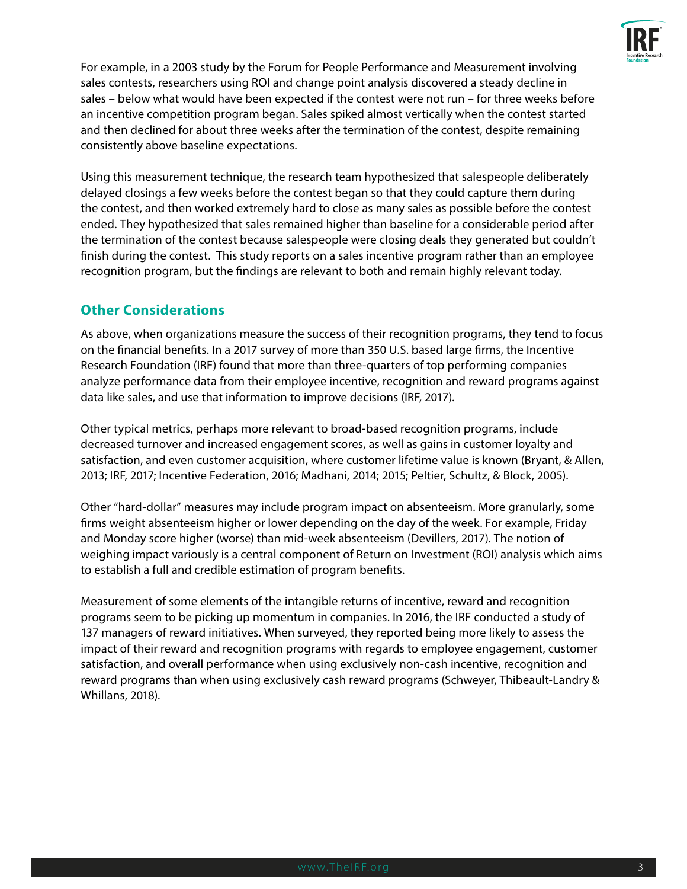For example, in a 2003 study by the Forum for People Performance and Measurement involving sales contests, researchers using ROI and change point analysis discovered a steady decline in sales – below what would have been expected if the contest were not run – for three weeks before an incentive competition program began. Sales spiked almost vertically when the contest started and then declined for about three weeks after the termination of the contest, despite remaining consistently above baseline expectations.

Using this measurement technique, the research team hypothesized that salespeople deliberately delayed closings a few weeks before the contest began so that they could capture them during the contest, and then worked extremely hard to close as many sales as possible before the contest ended. They hypothesized that sales remained higher than baseline for a considerable period after the termination of the contest because salespeople were closing deals they generated but couldn't finish during the contest. This study reports on a sales incentive program rather than an employee recognition program, but the findings are relevant to both and remain highly relevant today.

## Other Considerations

As above, when organizations measure the success of their recognition programs, they tend to focus on the financial benefits. In a 2017 survey of more than 350 U.S. based large firms, the Incentive Research Foundation (IRF) found that more than three-quarters of top performing companies analyze performance data from their employee incentive, recognition and reward programs against data like sales, and use that information to improve decisions (IRF, 2017).

Other typical metrics, perhaps more relevant to broad-based recognition programs, include decreased turnover and increased engagement scores, as well as gains in customer loyalty and satisfaction, and even customer acquisition, where customer lifetime value is known (Bryant, & Allen, 2013; IRF, 2017; Incentive Federation, 2016; Madhani, 2014; 2015; Peltier, Schultz, & Block, 2005).

Other "hard-dollar" measures may include program impact on absenteeism. More granularly, some firms weight absenteeism higher or lower depending on the day of the week. For example, Friday and Monday score higher (worse) than mid-week absenteeism (Devillers, 2017). The notion of weighing impact variously is a central component of Return on Investment (ROI) analysis which aims to establish a full and credible estimation of program benefits.

Measurement of some elements of the intangible returns of incentive, reward and recognition programs seem to be picking up momentum in companies. In 2016, the IRF conducted a study of 137 managers of reward initiatives. When surveyed, they reported being more likely to assess the impact of their reward and recognition programs with regards to employee engagement, customer satisfaction, and overall performance when using exclusively non-cash incentive, recognition and reward programs than when using exclusively cash reward programs (Schweyer, Thibeault-Landry & Whillans, 2018).